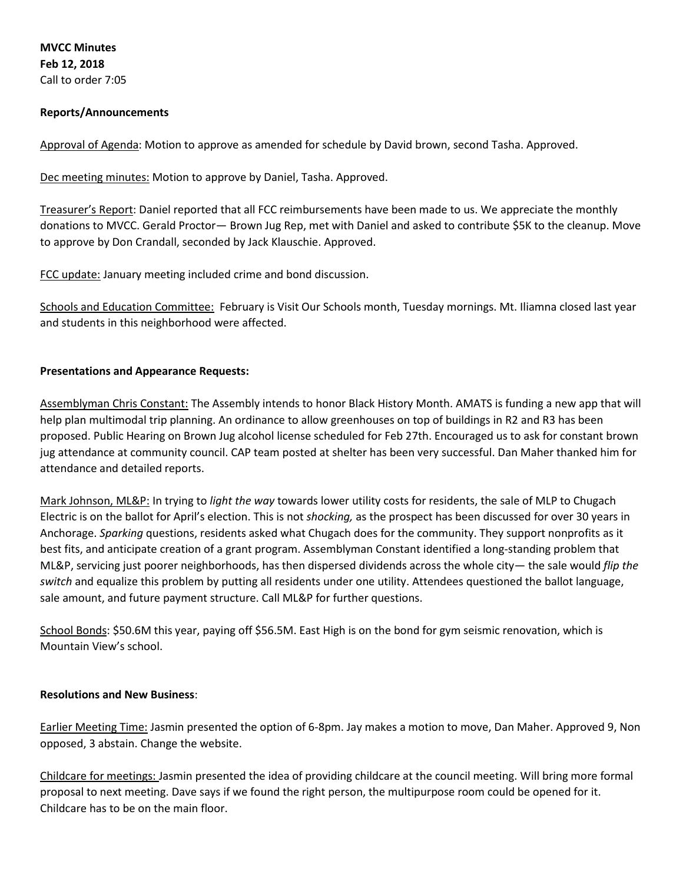**MVCC Minutes**
**Feb 12, 2018**
Call to order 7:05

**Reports/Announcements**

<u>Approval of Agenda</u>: Motion to approve as amended for schedule by David brown, second Tasha. Approved.

<u>Dec meeting minutes:</u> Motion to approve by Daniel, Tasha. Approved.

<u>Treasurer's Report</u>: Daniel reported that all FCC reimbursements have been made to us. We appreciate the monthly donations to MVCC. Gerald Proctor— Brown Jug Rep, met with Daniel and asked to contribute $5K to the cleanup. Move to approve by Don Crandall, seconded by Jack Klauschie. Approved.

<u>FCC update:</u> January meeting included crime and bond discussion.

<u>Schools and Education Committee:</u> February is Visit Our Schools month, Tuesday mornings. Mt. Iliamna closed last year and students in this neighborhood were affected.

**Presentations and Appearance Requests:**

<u>Assemblyman Chris Constant:</u> The Assembly intends to honor Black History Month. AMATS is funding a new app that will help plan multimodal trip planning. An ordinance to allow greenhouses on top of buildings in R2 and R3 has been proposed. Public Hearing on Brown Jug alcohol license scheduled for Feb 27th. Encouraged us to ask for constant brown jug attendance at community council. CAP team posted at shelter has been very successful. Dan Maher thanked him for attendance and detailed reports.

<u>Mark Johnson, ML&P:</u> In trying to *light the way* towards lower utility costs for residents, the sale of MLP to Chugach Electric is on the ballot for April's election. This is not *shocking,* as the prospect has been discussed for over 30 years in Anchorage. *Sparking* questions, residents asked what Chugach does for the community. They support nonprofits as it best fits, and anticipate creation of a grant program. Assemblyman Constant identified a long-standing problem that ML&P, servicing just poorer neighborhoods, has then dispersed dividends across the whole city— the sale would *flip the switch* and equalize this problem by putting all residents under one utility. Attendees questioned the ballot language, sale amount, and future payment structure. Call ML&P for further questions.

<u>School Bonds</u>: $50.6M this year, paying off $56.5M. East High is on the bond for gym seismic renovation, which is Mountain View's school.

**Resolutions and New Business**:

<u>Earlier Meeting Time:</u> Jasmin presented the option of 6-8pm. Jay makes a motion to move, Dan Maher. Approved 9, Non opposed, 3 abstain. Change the website.

<u>Childcare for meetings:</u> Jasmin presented the idea of providing childcare at the council meeting. Will bring more formal proposal to next meeting. Dave says if we found the right person, the multipurpose room could be opened for it. Childcare has to be on the main floor.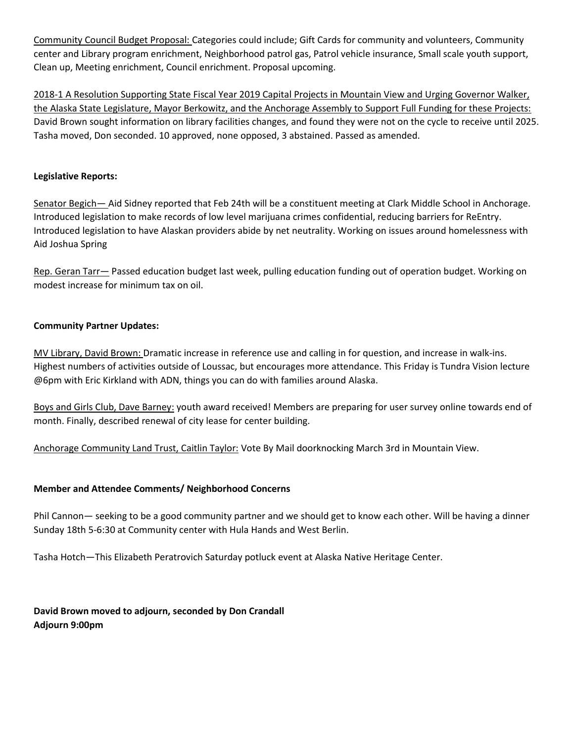Community Council Budget Proposal: Categories could include; Gift Cards for community and volunteers, Community center and Library program enrichment, Neighborhood patrol gas, Patrol vehicle insurance, Small scale youth support, Clean up, Meeting enrichment, Council enrichment. Proposal upcoming.

2018-1 A Resolution Supporting State Fiscal Year 2019 Capital Projects in Mountain View and Urging Governor Walker, the Alaska State Legislature, Mayor Berkowitz, and the Anchorage Assembly to Support Full Funding for these Projects: David Brown sought information on library facilities changes, and found they were not on the cycle to receive until 2025. Tasha moved, Don seconded. 10 approved, none opposed, 3 abstained. Passed as amended.

**Legislative Reports:**

Senator Begich— Aid Sidney reported that Feb 24th will be a constituent meeting at Clark Middle School in Anchorage. Introduced legislation to make records of low level marijuana crimes confidential, reducing barriers for ReEntry. Introduced legislation to have Alaskan providers abide by net neutrality. Working on issues around homelessness with Aid Joshua Spring

Rep. Geran Tarr— Passed education budget last week, pulling education funding out of operation budget. Working on modest increase for minimum tax on oil.

**Community Partner Updates:**

MV Library, David Brown: Dramatic increase in reference use and calling in for question, and increase in walk-ins. Highest numbers of activities outside of Loussac, but encourages more attendance. This Friday is Tundra Vision lecture @6pm with Eric Kirkland with ADN, things you can do with families around Alaska.

Boys and Girls Club, Dave Barney: youth award received! Members are preparing for user survey online towards end of month. Finally, described renewal of city lease for center building.

Anchorage Community Land Trust, Caitlin Taylor: Vote By Mail doorknocking March 3rd in Mountain View.

**Member and Attendee Comments/ Neighborhood Concerns**

Phil Cannon— seeking to be a good community partner and we should get to know each other. Will be having a dinner Sunday 18th 5-6:30 at Community center with Hula Hands and West Berlin.

Tasha Hotch—This Elizabeth Peratrovich Saturday potluck event at Alaska Native Heritage Center.

**David Brown moved to adjourn, seconded by Don Crandall**
**Adjourn 9:00pm**